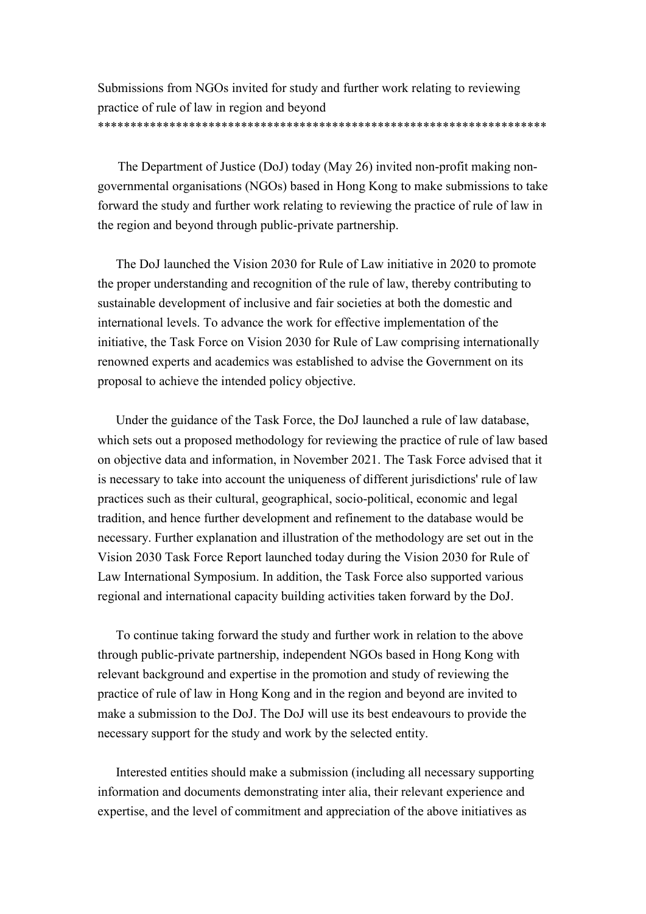Submissions from NGOs invited for study and further work relating to reviewing practice of rule of law in region and beyond
*********************************************************************

The Department of Justice (DoJ) today (May 26) invited non-profit making non-governmental organisations (NGOs) based in Hong Kong to make submissions to take forward the study and further work relating to reviewing the practice of rule of law in the region and beyond through public-private partnership.

The DoJ launched the Vision 2030 for Rule of Law initiative in 2020 to promote the proper understanding and recognition of the rule of law, thereby contributing to sustainable development of inclusive and fair societies at both the domestic and international levels. To advance the work for effective implementation of the initiative, the Task Force on Vision 2030 for Rule of Law comprising internationally renowned experts and academics was established to advise the Government on its proposal to achieve the intended policy objective.

Under the guidance of the Task Force, the DoJ launched a rule of law database, which sets out a proposed methodology for reviewing the practice of rule of law based on objective data and information, in November 2021. The Task Force advised that it is necessary to take into account the uniqueness of different jurisdictions' rule of law practices such as their cultural, geographical, socio-political, economic and legal tradition, and hence further development and refinement to the database would be necessary. Further explanation and illustration of the methodology are set out in the Vision 2030 Task Force Report launched today during the Vision 2030 for Rule of Law International Symposium. In addition, the Task Force also supported various regional and international capacity building activities taken forward by the DoJ.

To continue taking forward the study and further work in relation to the above through public-private partnership, independent NGOs based in Hong Kong with relevant background and expertise in the promotion and study of reviewing the practice of rule of law in Hong Kong and in the region and beyond are invited to make a submission to the DoJ. The DoJ will use its best endeavours to provide the necessary support for the study and work by the selected entity.

Interested entities should make a submission (including all necessary supporting information and documents demonstrating inter alia, their relevant experience and expertise, and the level of commitment and appreciation of the above initiatives as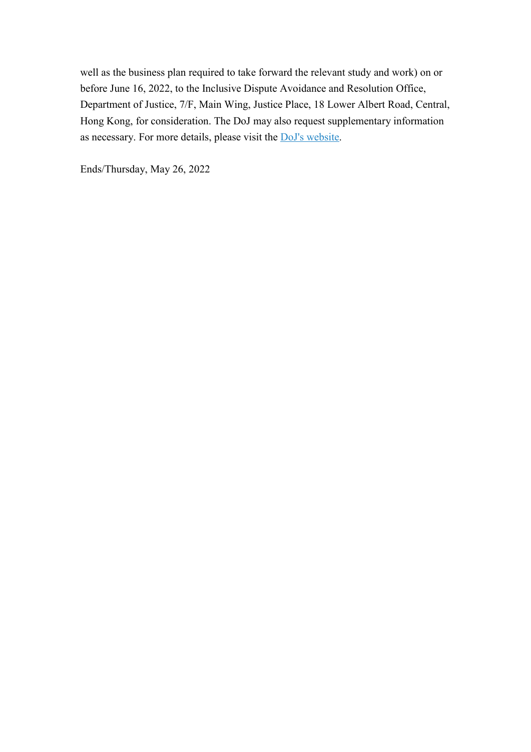well as the business plan required to take forward the relevant study and work) on or before June 16, 2022, to the Inclusive Dispute Avoidance and Resolution Office, Department of Justice, 7/F, Main Wing, Justice Place, 18 Lower Albert Road, Central, Hong Kong, for consideration. The DoJ may also request supplementary information as necessary. For more details, please visit the DoJ's website.

Ends/Thursday, May 26, 2022